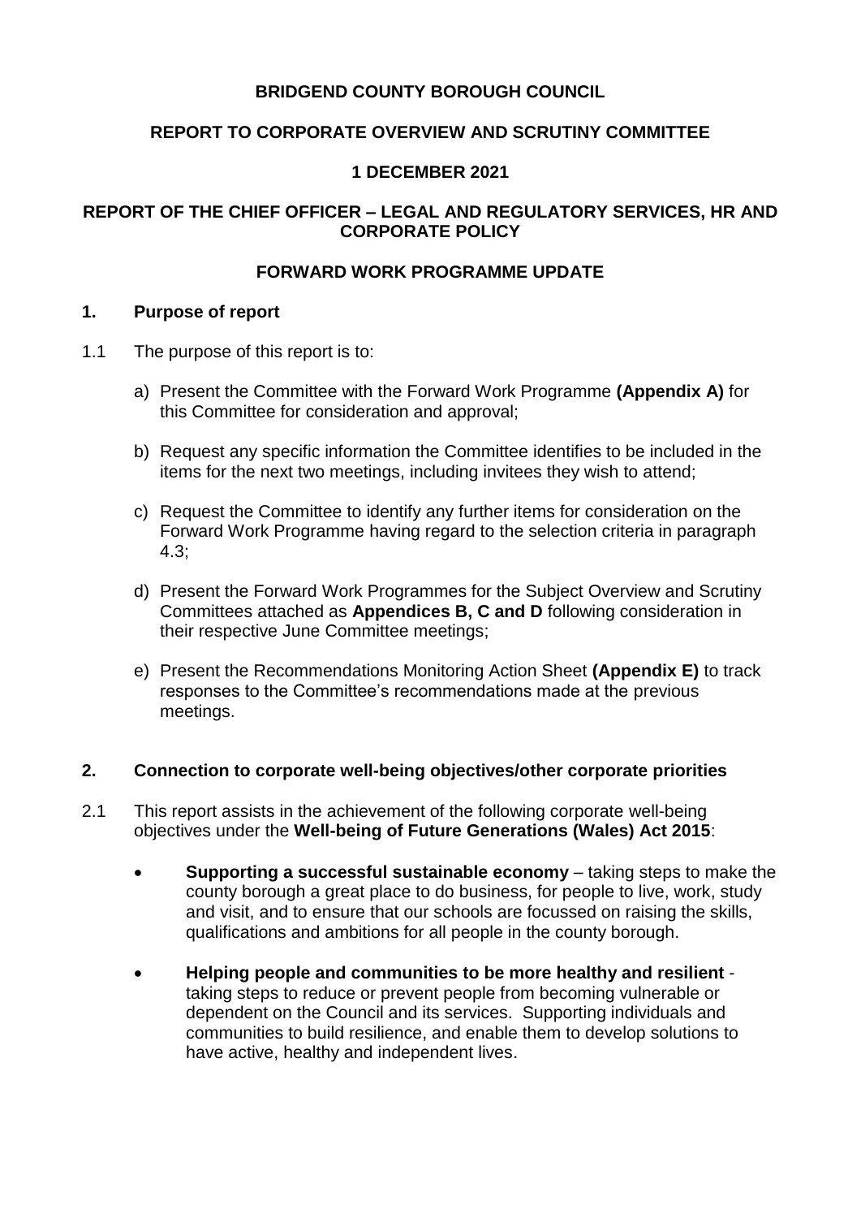# BRIDGEND COUNTY BOROUGH COUNCIL

## REPORT TO CORPORATE OVERVIEW AND SCRUTINY COMMITTEE

## 1 DECEMBER 2021

## REPORT OF THE CHIEF OFFICER – LEGAL AND REGULATORY SERVICES, HR AND CORPORATE POLICY

## FORWARD WORK PROGRAMME UPDATE

### 1. Purpose of report

1.1 The purpose of this report is to:

a) Present the Committee with the Forward Work Programme **(Appendix A)** for this Committee for consideration and approval;

b) Request any specific information the Committee identifies to be included in the items for the next two meetings, including invitees they wish to attend;

c) Request the Committee to identify any further items for consideration on the Forward Work Programme having regard to the selection criteria in paragraph 4.3;

d) Present the Forward Work Programmes for the Subject Overview and Scrutiny Committees attached as **Appendices B, C and D** following consideration in their respective June Committee meetings;

e) Present the Recommendations Monitoring Action Sheet **(Appendix E)** to track responses to the Committee's recommendations made at the previous meetings.

### 2. Connection to corporate well-being objectives/other corporate priorities

2.1 This report assists in the achievement of the following corporate well-being objectives under the **Well-being of Future Generations (Wales) Act 2015**:

- **Supporting a successful sustainable economy** – taking steps to make the county borough a great place to do business, for people to live, work, study and visit, and to ensure that our schools are focussed on raising the skills, qualifications and ambitions for all people in the county borough.
- **Helping people and communities to be more healthy and resilient** - taking steps to reduce or prevent people from becoming vulnerable or dependent on the Council and its services. Supporting individuals and communities to build resilience, and enable them to develop solutions to have active, healthy and independent lives.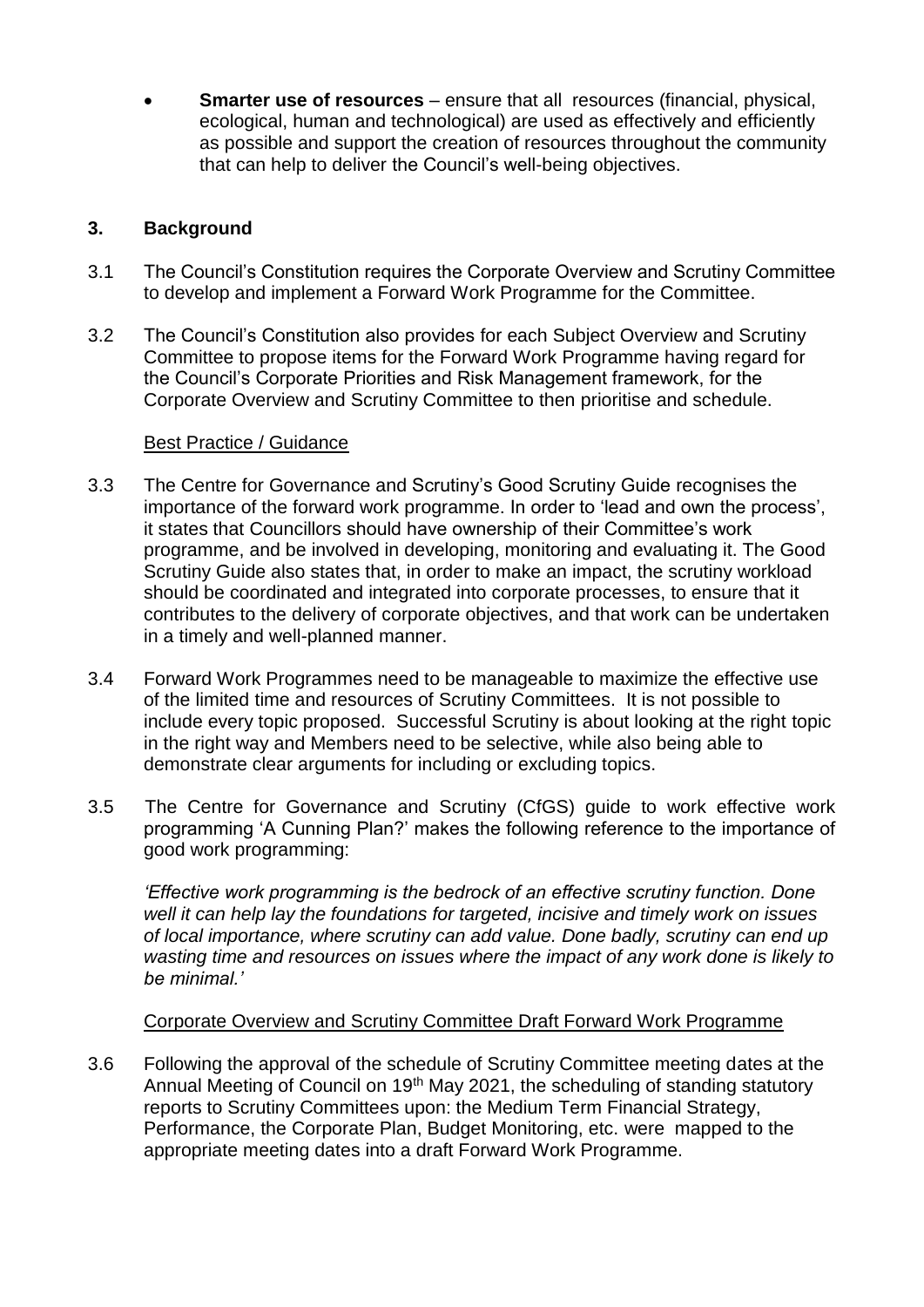- **Smarter use of resources** – ensure that all resources (financial, physical, ecological, human and technological) are used as effectively and efficiently as possible and support the creation of resources throughout the community that can help to deliver the Council's well-being objectives.

## 3. Background

3.1 The Council's Constitution requires the Corporate Overview and Scrutiny Committee to develop and implement a Forward Work Programme for the Committee.

3.2 The Council's Constitution also provides for each Subject Overview and Scrutiny Committee to propose items for the Forward Work Programme having regard for the Council's Corporate Priorities and Risk Management framework, for the Corporate Overview and Scrutiny Committee to then prioritise and schedule.

Best Practice / Guidance

3.3 The Centre for Governance and Scrutiny's Good Scrutiny Guide recognises the importance of the forward work programme. In order to 'lead and own the process', it states that Councillors should have ownership of their Committee's work programme, and be involved in developing, monitoring and evaluating it. The Good Scrutiny Guide also states that, in order to make an impact, the scrutiny workload should be coordinated and integrated into corporate processes, to ensure that it contributes to the delivery of corporate objectives, and that work can be undertaken in a timely and well-planned manner.

3.4 Forward Work Programmes need to be manageable to maximize the effective use of the limited time and resources of Scrutiny Committees. It is not possible to include every topic proposed. Successful Scrutiny is about looking at the right topic in the right way and Members need to be selective, while also being able to demonstrate clear arguments for including or excluding topics.

3.5 The Centre for Governance and Scrutiny (CfGS) guide to work effective work programming 'A Cunning Plan?' makes the following reference to the importance of good work programming:

*'Effective work programming is the bedrock of an effective scrutiny function. Done well it can help lay the foundations for targeted, incisive and timely work on issues of local importance, where scrutiny can add value. Done badly, scrutiny can end up wasting time and resources on issues where the impact of any work done is likely to be minimal.'*

Corporate Overview and Scrutiny Committee Draft Forward Work Programme

3.6 Following the approval of the schedule of Scrutiny Committee meeting dates at the Annual Meeting of Council on 19th May 2021, the scheduling of standing statutory reports to Scrutiny Committees upon: the Medium Term Financial Strategy, Performance, the Corporate Plan, Budget Monitoring, etc. were mapped to the appropriate meeting dates into a draft Forward Work Programme.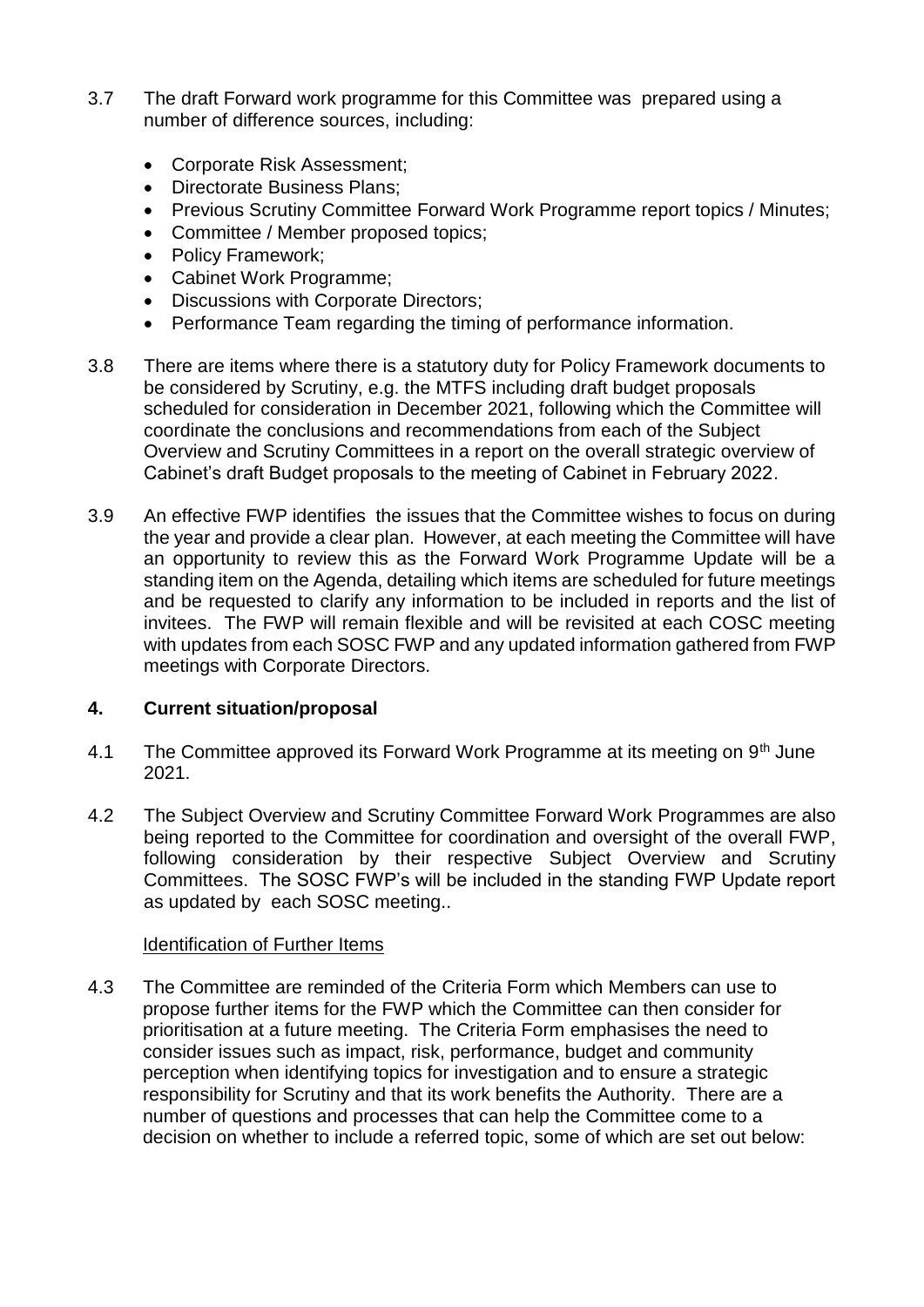3.7 The draft Forward work programme for this Committee was prepared using a number of difference sources, including:

- Corporate Risk Assessment;
- Directorate Business Plans;
- Previous Scrutiny Committee Forward Work Programme report topics / Minutes;
- Committee / Member proposed topics;
- Policy Framework;
- Cabinet Work Programme;
- Discussions with Corporate Directors;
- Performance Team regarding the timing of performance information.

3.8 There are items where there is a statutory duty for Policy Framework documents to be considered by Scrutiny, e.g. the MTFS including draft budget proposals scheduled for consideration in December 2021, following which the Committee will coordinate the conclusions and recommendations from each of the Subject Overview and Scrutiny Committees in a report on the overall strategic overview of Cabinet's draft Budget proposals to the meeting of Cabinet in February 2022.

3.9 An effective FWP identifies the issues that the Committee wishes to focus on during the year and provide a clear plan. However, at each meeting the Committee will have an opportunity to review this as the Forward Work Programme Update will be a standing item on the Agenda, detailing which items are scheduled for future meetings and be requested to clarify any information to be included in reports and the list of invitees. The FWP will remain flexible and will be revisited at each COSC meeting with updates from each SOSC FWP and any updated information gathered from FWP meetings with Corporate Directors.

## 4. Current situation/proposal

4.1 The Committee approved its Forward Work Programme at its meeting on 9th June 2021.

4.2 The Subject Overview and Scrutiny Committee Forward Work Programmes are also being reported to the Committee for coordination and oversight of the overall FWP, following consideration by their respective Subject Overview and Scrutiny Committees. The SOSC FWP's will be included in the standing FWP Update report as updated by each SOSC meeting..

<u>Identification of Further Items</u>

4.3 The Committee are reminded of the Criteria Form which Members can use to propose further items for the FWP which the Committee can then consider for prioritisation at a future meeting. The Criteria Form emphasises the need to consider issues such as impact, risk, performance, budget and community perception when identifying topics for investigation and to ensure a strategic responsibility for Scrutiny and that its work benefits the Authority. There are a number of questions and processes that can help the Committee come to a decision on whether to include a referred topic, some of which are set out below: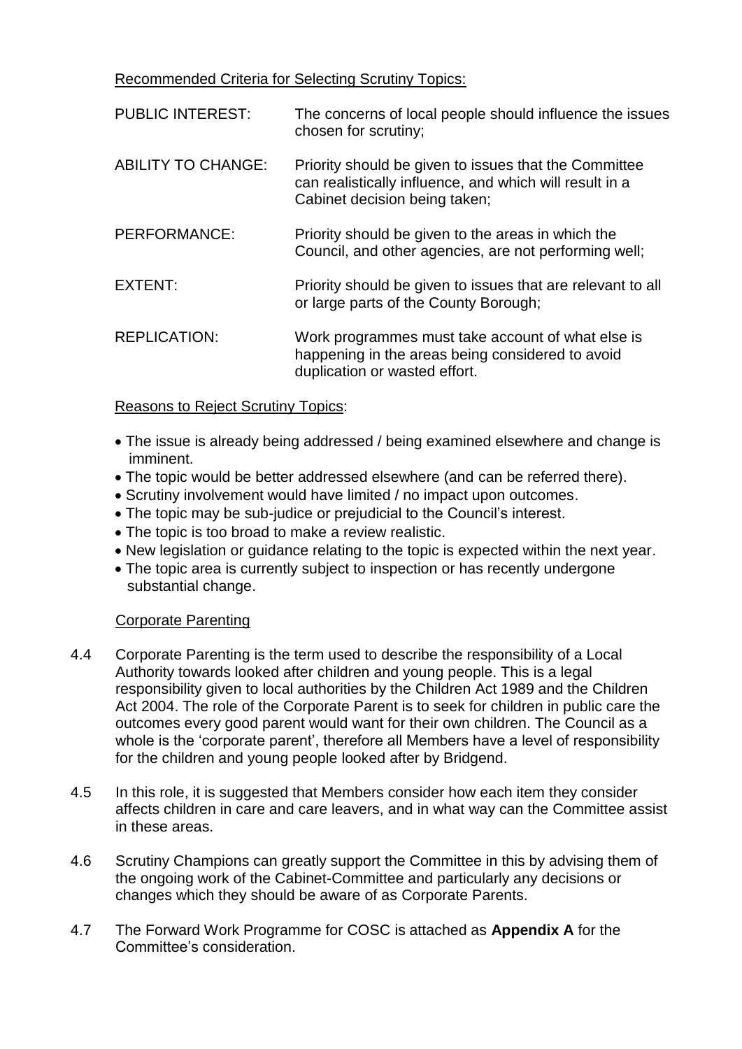Recommended Criteria for Selecting Scrutiny Topics:

| | |
|---|---|
| PUBLIC INTEREST: | The concerns of local people should influence the issues chosen for scrutiny; |
| ABILITY TO CHANGE: | Priority should be given to issues that the Committee can realistically influence, and which will result in a Cabinet decision being taken; |
| PERFORMANCE: | Priority should be given to the areas in which the Council, and other agencies, are not performing well; |
| EXTENT: | Priority should be given to issues that are relevant to all or large parts of the County Borough; |
| REPLICATION: | Work programmes must take account of what else is happening in the areas being considered to avoid duplication or wasted effort. |

Reasons to Reject Scrutiny Topics:

- The issue is already being addressed / being examined elsewhere and change is imminent.
- The topic would be better addressed elsewhere (and can be referred there).
- Scrutiny involvement would have limited / no impact upon outcomes.
- The topic may be sub-judice or prejudicial to the Council's interest.
- The topic is too broad to make a review realistic.
- New legislation or guidance relating to the topic is expected within the next year.
- The topic area is currently subject to inspection or has recently undergone substantial change.

Corporate Parenting

4.4 Corporate Parenting is the term used to describe the responsibility of a Local Authority towards looked after children and young people. This is a legal responsibility given to local authorities by the Children Act 1989 and the Children Act 2004. The role of the Corporate Parent is to seek for children in public care the outcomes every good parent would want for their own children. The Council as a whole is the 'corporate parent', therefore all Members have a level of responsibility for the children and young people looked after by Bridgend.

4.5 In this role, it is suggested that Members consider how each item they consider affects children in care and care leavers, and in what way can the Committee assist in these areas.

4.6 Scrutiny Champions can greatly support the Committee in this by advising them of the ongoing work of the Cabinet-Committee and particularly any decisions or changes which they should be aware of as Corporate Parents.

4.7 The Forward Work Programme for COSC is attached as **Appendix A** for the Committee's consideration.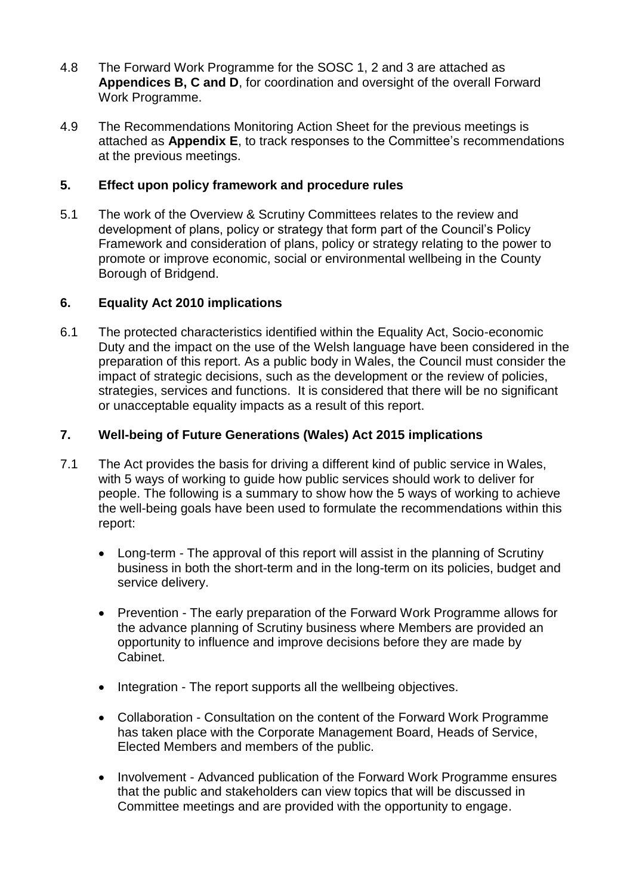4.8 The Forward Work Programme for the SOSC 1, 2 and 3 are attached as **Appendices B, C and D**, for coordination and oversight of the overall Forward Work Programme.

4.9 The Recommendations Monitoring Action Sheet for the previous meetings is attached as **Appendix E**, to track responses to the Committee's recommendations at the previous meetings.

## 5. Effect upon policy framework and procedure rules

5.1 The work of the Overview & Scrutiny Committees relates to the review and development of plans, policy or strategy that form part of the Council's Policy Framework and consideration of plans, policy or strategy relating to the power to promote or improve economic, social or environmental wellbeing in the County Borough of Bridgend.

## 6. Equality Act 2010 implications

6.1 The protected characteristics identified within the Equality Act, Socio-economic Duty and the impact on the use of the Welsh language have been considered in the preparation of this report. As a public body in Wales, the Council must consider the impact of strategic decisions, such as the development or the review of policies, strategies, services and functions. It is considered that there will be no significant or unacceptable equality impacts as a result of this report.

## 7. Well-being of Future Generations (Wales) Act 2015 implications

7.1 The Act provides the basis for driving a different kind of public service in Wales, with 5 ways of working to guide how public services should work to deliver for people. The following is a summary to show how the 5 ways of working to achieve the well-being goals have been used to formulate the recommendations within this report:

- Long-term - The approval of this report will assist in the planning of Scrutiny business in both the short-term and in the long-term on its policies, budget and service delivery.
- Prevention - The early preparation of the Forward Work Programme allows for the advance planning of Scrutiny business where Members are provided an opportunity to influence and improve decisions before they are made by Cabinet.
- Integration - The report supports all the wellbeing objectives.
- Collaboration - Consultation on the content of the Forward Work Programme has taken place with the Corporate Management Board, Heads of Service, Elected Members and members of the public.
- Involvement - Advanced publication of the Forward Work Programme ensures that the public and stakeholders can view topics that will be discussed in Committee meetings and are provided with the opportunity to engage.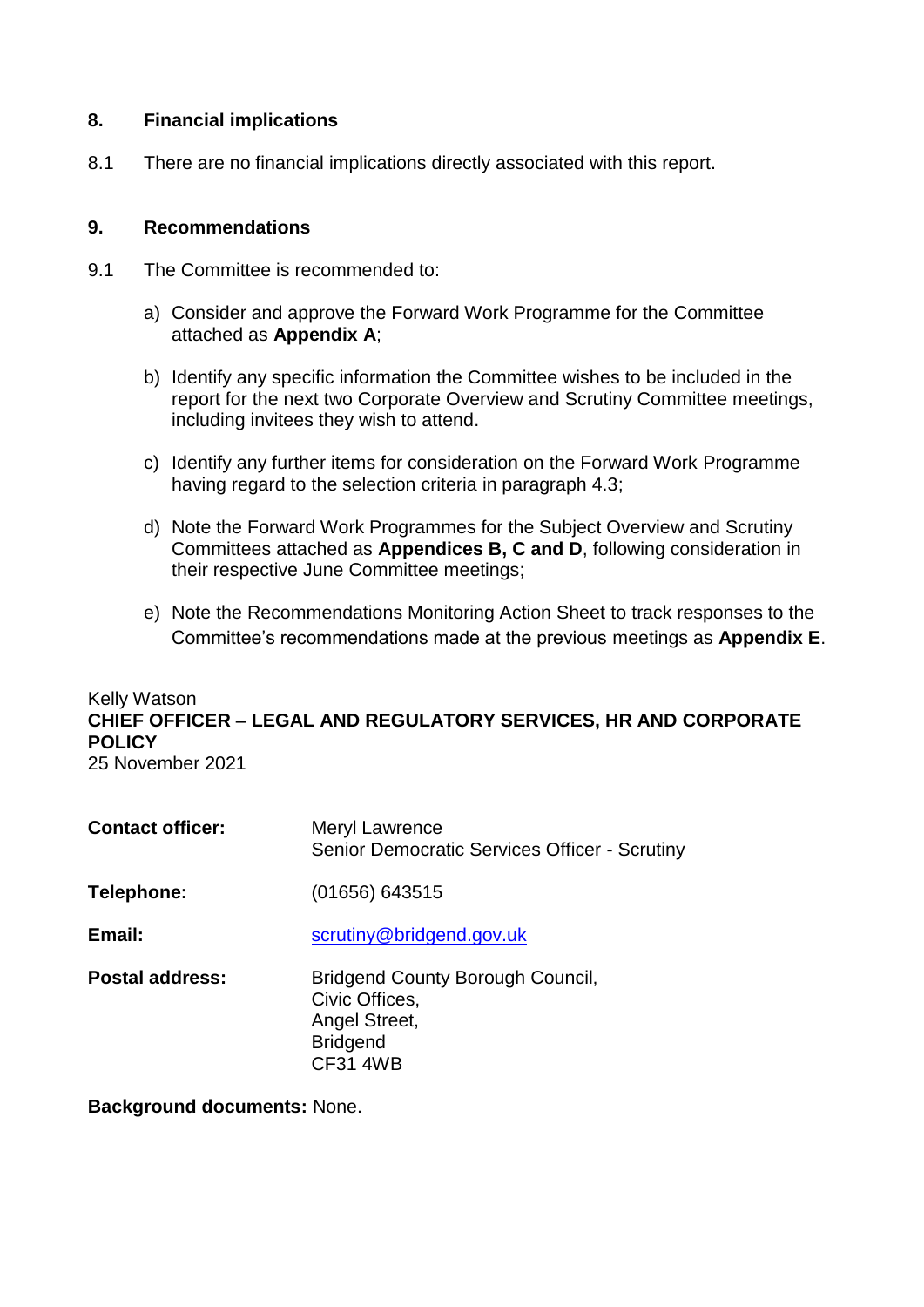## 8. Financial implications

8.1 There are no financial implications directly associated with this report.

## 9. Recommendations

9.1 The Committee is recommended to:

a) Consider and approve the Forward Work Programme for the Committee attached as **Appendix A**;

b) Identify any specific information the Committee wishes to be included in the report for the next two Corporate Overview and Scrutiny Committee meetings, including invitees they wish to attend.

c) Identify any further items for consideration on the Forward Work Programme having regard to the selection criteria in paragraph 4.3;

d) Note the Forward Work Programmes for the Subject Overview and Scrutiny Committees attached as **Appendices B, C and D**, following consideration in their respective June Committee meetings;

e) Note the Recommendations Monitoring Action Sheet to track responses to the Committee's recommendations made at the previous meetings as **Appendix E**.

Kelly Watson
**CHIEF OFFICER – LEGAL AND REGULATORY SERVICES, HR AND CORPORATE POLICY**
25 November 2021

| | |
|---|---|
| **Contact officer:** | Meryl Lawrence<br>Senior Democratic Services Officer - Scrutiny |
| **Telephone:** | (01656) 643515 |
| **Email:** | scrutiny@bridgend.gov.uk |
| **Postal address:** | Bridgend County Borough Council,<br>Civic Offices,<br>Angel Street,<br>Bridgend<br>CF31 4WB |

**Background documents:** None.